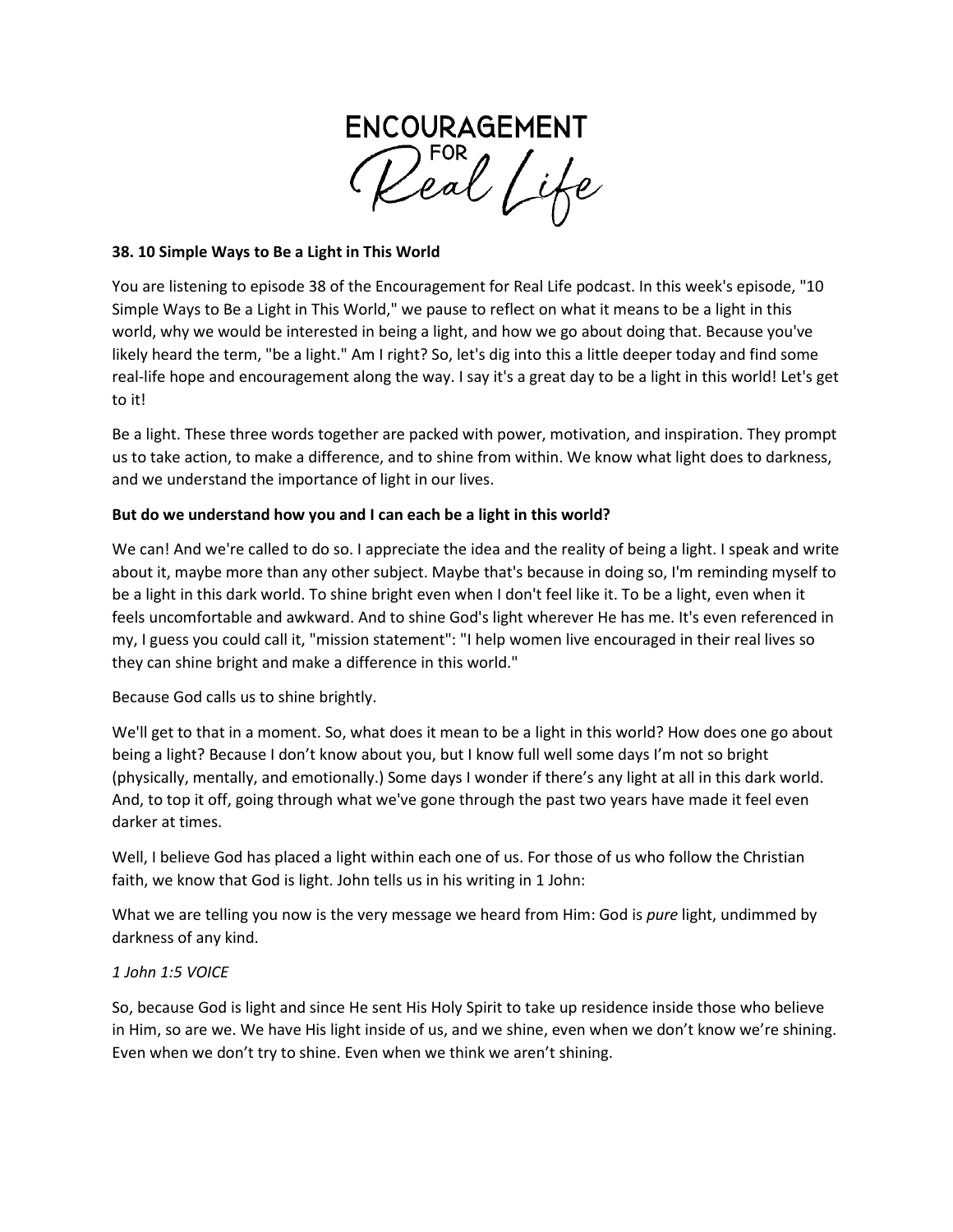ENCOURAGEMENT FOR Real Life

**38. 10 Simple Ways to Be a Light in This World**

You are listening to episode 38 of the Encouragement for Real Life podcast. In this week's episode, "10 Simple Ways to Be a Light in This World," we pause to reflect on what it means to be a light in this world, why we would be interested in being a light, and how we go about doing that. Because you've likely heard the term, "be a light." Am I right? So, let's dig into this a little deeper today and find some real-life hope and encouragement along the way. I say it's a great day to be a light in this world! Let's get to it!

Be a light. These three words together are packed with power, motivation, and inspiration. They prompt us to take action, to make a difference, and to shine from within. We know what light does to darkness, and we understand the importance of light in our lives.

**But do we understand how you and I can each be a light in this world?**

We can! And we're called to do so. I appreciate the idea and the reality of being a light. I speak and write about it, maybe more than any other subject. Maybe that's because in doing so, I'm reminding myself to be a light in this dark world. To shine bright even when I don't feel like it. To be a light, even when it feels uncomfortable and awkward. And to shine God's light wherever He has me. It's even referenced in my, I guess you could call it, "mission statement": "I help women live encouraged in their real lives so they can shine bright and make a difference in this world."

Because God calls us to shine brightly.

We'll get to that in a moment. So, what does it mean to be a light in this world? How does one go about being a light? Because I don't know about you, but I know full well some days I'm not so bright (physically, mentally, and emotionally.) Some days I wonder if there's any light at all in this dark world. And, to top it off, going through what we've gone through the past two years have made it feel even darker at times.

Well, I believe God has placed a light within each one of us. For those of us who follow the Christian faith, we know that God is light. John tells us in his writing in 1 John:

What we are telling you now is the very message we heard from Him: God is *pure* light, undimmed by darkness of any kind.

*1 John 1:5 VOICE*

So, because God is light and since He sent His Holy Spirit to take up residence inside those who believe in Him, so are we. We have His light inside of us, and we shine, even when we don't know we're shining. Even when we don't try to shine. Even when we think we aren't shining.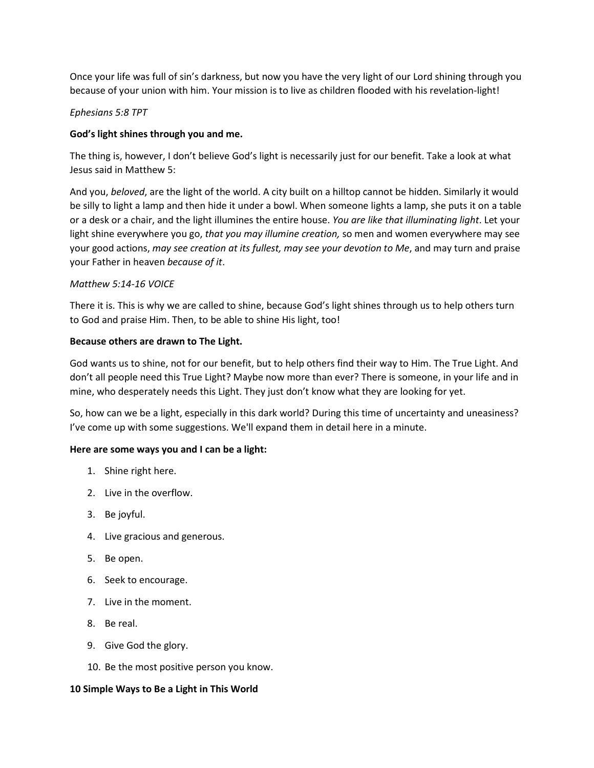Once your life was full of sin's darkness, but now you have the very light of our Lord shining through you because of your union with him. Your mission is to live as children flooded with his revelation-light!

*Ephesians 5:8 TPT*

**God's light shines through you and me.**

The thing is, however, I don't believe God's light is necessarily just for our benefit. Take a look at what Jesus said in Matthew 5:

And you, *beloved*, are the light of the world. A city built on a hilltop cannot be hidden. Similarly it would be silly to light a lamp and then hide it under a bowl. When someone lights a lamp, she puts it on a table or a desk or a chair, and the light illumines the entire house. *You are like that illuminating light*. Let your light shine everywhere you go, *that you may illumine creation,* so men and women everywhere may see your good actions, *may see creation at its fullest, may see your devotion to Me*, and may turn and praise your Father in heaven *because of it*.

*Matthew 5:14-16 VOICE*

There it is. This is why we are called to shine, because God's light shines through us to help others turn to God and praise Him. Then, to be able to shine His light, too!

**Because others are drawn to The Light.**

God wants us to shine, not for our benefit, but to help others find their way to Him. The True Light. And don't all people need this True Light? Maybe now more than ever? There is someone, in your life and in mine, who desperately needs this Light. They just don't know what they are looking for yet.

So, how can we be a light, especially in this dark world? During this time of uncertainty and uneasiness? I've come up with some suggestions. We'll expand them in detail here in a minute.

**Here are some ways you and I can be a light:**

1. Shine right here.
2. Live in the overflow.
3. Be joyful.
4. Live gracious and generous.
5. Be open.
6. Seek to encourage.
7. Live in the moment.
8. Be real.
9. Give God the glory.
10. Be the most positive person you know.

**10 Simple Ways to Be a Light in This World**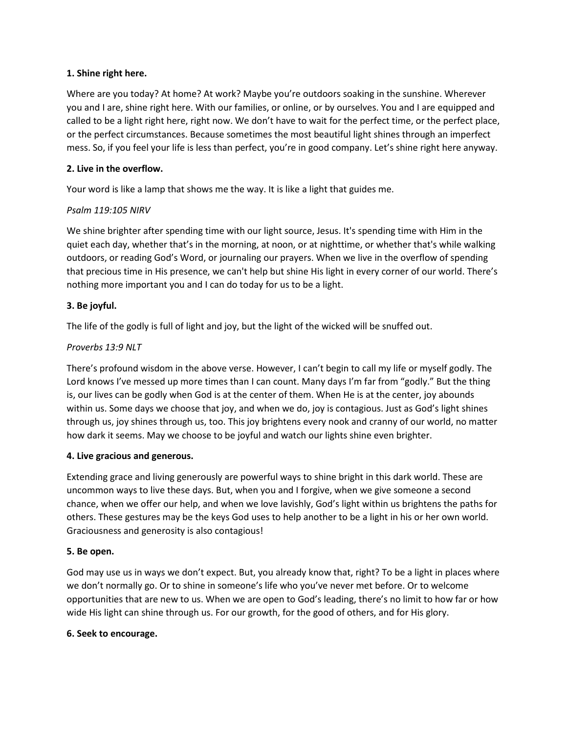**1. Shine right here.**

Where are you today? At home? At work? Maybe you're outdoors soaking in the sunshine. Wherever you and I are, shine right here. With our families, or online, or by ourselves. You and I are equipped and called to be a light right here, right now. We don't have to wait for the perfect time, or the perfect place, or the perfect circumstances. Because sometimes the most beautiful light shines through an imperfect mess. So, if you feel your life is less than perfect, you're in good company. Let's shine right here anyway.

**2. Live in the overflow.**

Your word is like a lamp that shows me the way. It is like a light that guides me.

*Psalm 119:105 NIRV*

We shine brighter after spending time with our light source, Jesus. It's spending time with Him in the quiet each day, whether that's in the morning, at noon, or at nighttime, or whether that's while walking outdoors, or reading God's Word, or journaling our prayers. When we live in the overflow of spending that precious time in His presence, we can't help but shine His light in every corner of our world. There's nothing more important you and I can do today for us to be a light.

**3. Be joyful.**

The life of the godly is full of light and joy, but the light of the wicked will be snuffed out.

*Proverbs 13:9 NLT*

There's profound wisdom in the above verse. However, I can't begin to call my life or myself godly. The Lord knows I've messed up more times than I can count. Many days I'm far from "godly." But the thing is, our lives can be godly when God is at the center of them. When He is at the center, joy abounds within us. Some days we choose that joy, and when we do, joy is contagious. Just as God's light shines through us, joy shines through us, too. This joy brightens every nook and cranny of our world, no matter how dark it seems. May we choose to be joyful and watch our lights shine even brighter.

**4. Live gracious and generous.**

Extending grace and living generously are powerful ways to shine bright in this dark world. These are uncommon ways to live these days. But, when you and I forgive, when we give someone a second chance, when we offer our help, and when we love lavishly, God's light within us brightens the paths for others. These gestures may be the keys God uses to help another to be a light in his or her own world. Graciousness and generosity is also contagious!

**5. Be open.**

God may use us in ways we don't expect. But, you already know that, right? To be a light in places where we don't normally go. Or to shine in someone's life who you've never met before. Or to welcome opportunities that are new to us. When we are open to God's leading, there's no limit to how far or how wide His light can shine through us. For our growth, for the good of others, and for His glory.

**6. Seek to encourage.**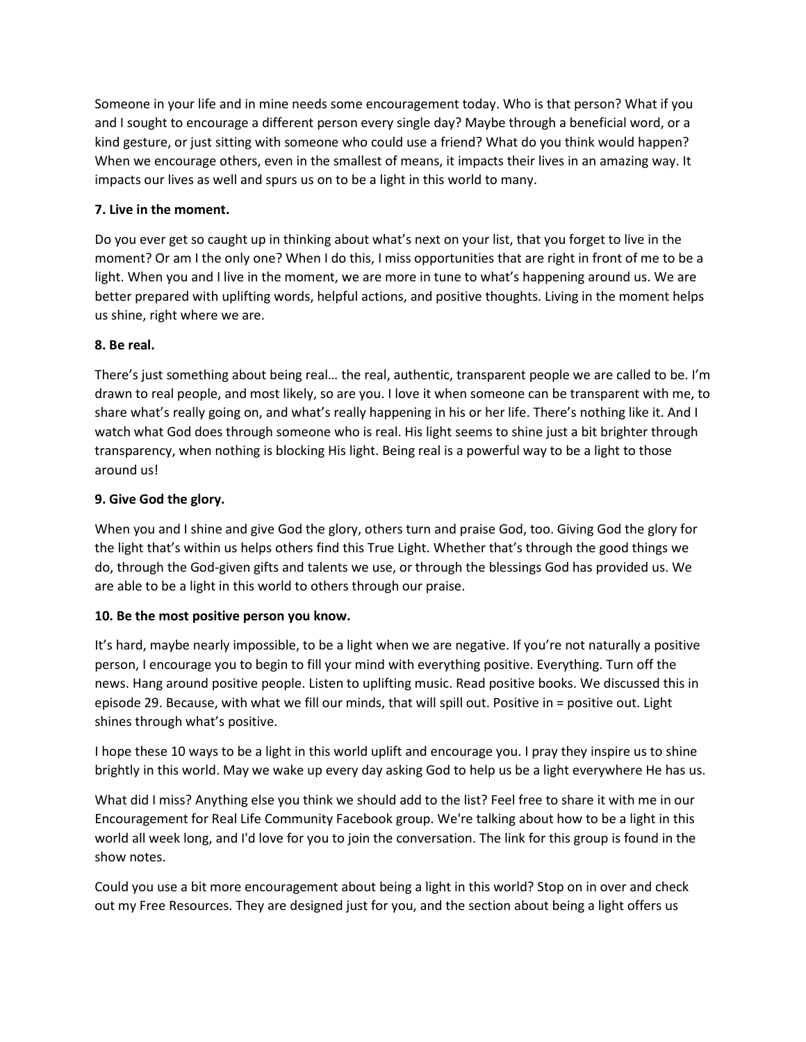Someone in your life and in mine needs some encouragement today. Who is that person? What if you and I sought to encourage a different person every single day? Maybe through a beneficial word, or a kind gesture, or just sitting with someone who could use a friend? What do you think would happen? When we encourage others, even in the smallest of means, it impacts their lives in an amazing way. It impacts our lives as well and spurs us on to be a light in this world to many.

**7. Live in the moment.**

Do you ever get so caught up in thinking about what's next on your list, that you forget to live in the moment? Or am I the only one? When I do this, I miss opportunities that are right in front of me to be a light. When you and I live in the moment, we are more in tune to what's happening around us. We are better prepared with uplifting words, helpful actions, and positive thoughts. Living in the moment helps us shine, right where we are.

**8. Be real.**

There's just something about being real… the real, authentic, transparent people we are called to be. I'm drawn to real people, and most likely, so are you. I love it when someone can be transparent with me, to share what's really going on, and what's really happening in his or her life. There's nothing like it. And I watch what God does through someone who is real. His light seems to shine just a bit brighter through transparency, when nothing is blocking His light. Being real is a powerful way to be a light to those around us!

**9. Give God the glory.**

When you and I shine and give God the glory, others turn and praise God, too. Giving God the glory for the light that's within us helps others find this True Light. Whether that's through the good things we do, through the God-given gifts and talents we use, or through the blessings God has provided us. We are able to be a light in this world to others through our praise.

**10. Be the most positive person you know.**

It's hard, maybe nearly impossible, to be a light when we are negative. If you're not naturally a positive person, I encourage you to begin to fill your mind with everything positive. Everything. Turn off the news. Hang around positive people. Listen to uplifting music. Read positive books. We discussed this in episode 29. Because, with what we fill our minds, that will spill out. Positive in = positive out. Light shines through what's positive.

I hope these 10 ways to be a light in this world uplift and encourage you. I pray they inspire us to shine brightly in this world. May we wake up every day asking God to help us be a light everywhere He has us.

What did I miss? Anything else you think we should add to the list? Feel free to share it with me in our Encouragement for Real Life Community Facebook group. We're talking about how to be a light in this world all week long, and I'd love for you to join the conversation. The link for this group is found in the show notes.

Could you use a bit more encouragement about being a light in this world? Stop on in over and check out my Free Resources. They are designed just for you, and the section about being a light offers us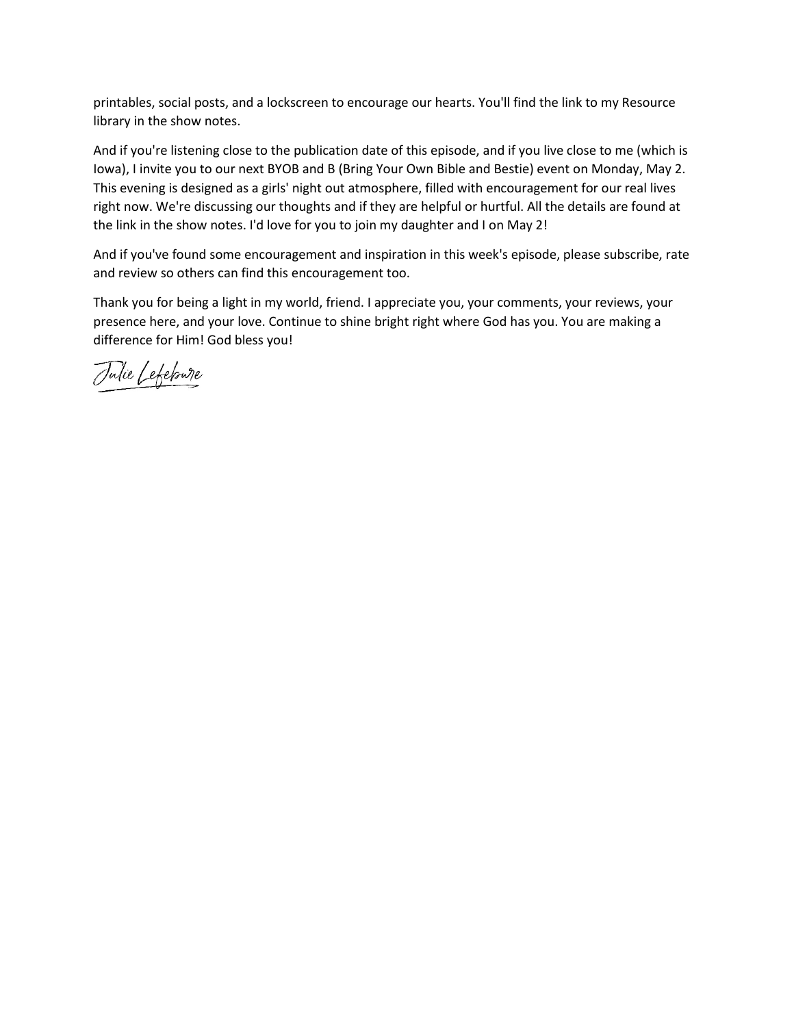printables, social posts, and a lockscreen to encourage our hearts. You'll find the link to my Resource library in the show notes.

And if you're listening close to the publication date of this episode, and if you live close to me (which is Iowa), I invite you to our next BYOB and B (Bring Your Own Bible and Bestie) event on Monday, May 2. This evening is designed as a girls' night out atmosphere, filled with encouragement for our real lives right now. We're discussing our thoughts and if they are helpful or hurtful. All the details are found at the link in the show notes. I'd love for you to join my daughter and I on May 2!

And if you've found some encouragement and inspiration in this week's episode, please subscribe, rate and review so others can find this encouragement too.

Thank you for being a light in my world, friend. I appreciate you, your comments, your reviews, your presence here, and your love. Continue to shine bright right where God has you. You are making a difference for Him! God bless you!

Julie Lefebure